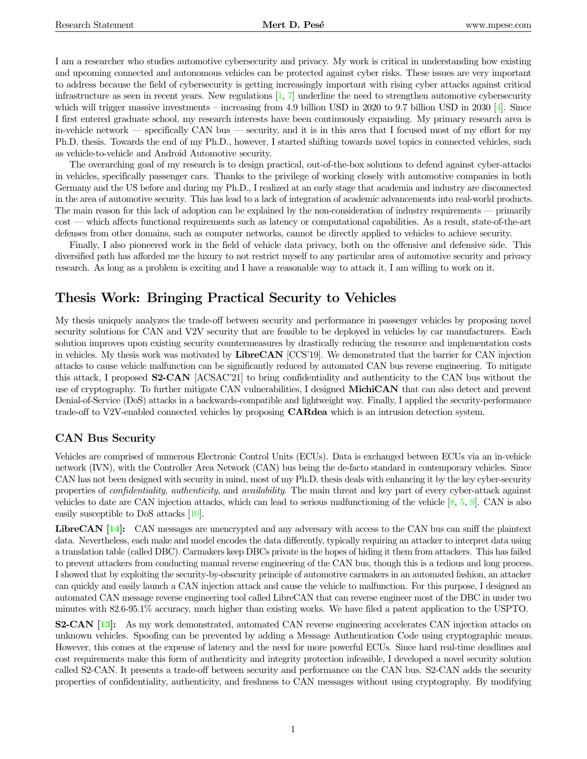I am a researcher who studies automotive cybersecurity and privacy. My work is critical in understanding how existing and upcoming connected and autonomous vehicles can be protected against cyber risks. These issues are very important to address because the field of cybersecurity is getting increasingly important with rising cyber attacks against critical infrastructure as seen in recent years. New regulations [1, 7] underline the need to strengthen automotive cybersecurity which will trigger massive investments – increasing from 4.9 billion USD in 2020 to 9.7 billion USD in 2030 [4]. Since I first entered graduate school, my research interests have been continuously expanding. My primary research area is in-vehicle network — specifically CAN bus — security, and it is in this area that I focused most of my effort for my Ph.D. thesis. Towards the end of my Ph.D., however, I started shifting towards novel topics in connected vehicles, such as vehicle-to-vehicle and Android Automotive security.

The overarching goal of my research is to design practical, out-of-the-box solutions to defend against cyber-attacks in vehicles, specifically passenger cars. Thanks to the privilege of working closely with automotive companies in both Germany and the US before and during my Ph.D., I realized at an early stage that academia and industry are disconnected in the area of automotive security. This has lead to a lack of integration of academic advancements into real-world products. The main reason for this lack of adoption can be explained by the non-consideration of industry requirements — primarily cost — which affects functional requirements such as latency or computational capabilities. As a result, state-of-the-art defenses from other domains, such as computer networks, cannot be directly applied to vehicles to achieve security.

Finally, I also pioneered work in the field of vehicle data privacy, both on the offensive and defensive side. This diversified path has afforded me the luxury to not restrict myself to any particular area of automotive security and privacy research. As long as a problem is exciting and I have a reasonable way to attack it, I am willing to work on it.

## Thesis Work: Bringing Practical Security to Vehicles

My thesis uniquely analyzes the trade-off between security and performance in passenger vehicles by proposing novel security solutions for CAN and V2V security that are feasible to be deployed in vehicles by car manufacturers. Each solution improves upon existing security countermeasures by drastically reducing the resource and implementation costs in vehicles. My thesis work was motivated by **LibreCAN** [CCS'19]. We demonstrated that the barrier for CAN injection attacks to cause vehicle malfunction can be significantly reduced by automated CAN bus reverse engineering. To mitigate this attack, I proposed **S2-CAN** [ACSAC'21] to bring confidentiality and authenticity to the CAN bus without the use of cryptography. To further mitigate CAN vulnerabilities, I designed **MichiCAN** that can also detect and prevent Denial-of-Service (DoS) attacks in a backwards-compatible and lightweight way. Finally, I applied the security-performance trade-off to V2V-enabled connected vehicles by proposing **CARdea** which is an intrusion detection system.

### CAN Bus Security

Vehicles are comprised of numerous Electronic Control Units (ECUs). Data is exchanged between ECUs via an in-vehicle network (IVN), with the Controller Area Network (CAN) bus being the de-facto standard in contemporary vehicles. Since CAN has not been designed with security in mind, most of my Ph.D. thesis deals with enhancing it by the key cyber-security properties of *confidentiality*, *authenticity*, and *availability*. The main threat and key part of every cyber-attack against vehicles to date are CAN injection attacks, which can lead to serious malfunctioning of the vehicle [8, 5, 9]. CAN is also easily susceptible to DoS attacks [10].

**LibreCAN [14]:** CAN messages are unencrypted and any adversary with access to the CAN bus can sniff the plaintext data. Nevertheless, each make and model encodes the data differently, typically requiring an attacker to interpret data using a translation table (called DBC). Carmakers keep DBCs private in the hopes of hiding it them from attackers. This has failed to prevent attackers from conducting manual reverse engineering of the CAN bus, though this is a tedious and long process. I showed that by exploiting the security-by-obscurity principle of automotive carmakers in an automated fashion, an attacker can quickly and easily launch a CAN injection attack and cause the vehicle to malfunction. For this purpose, I designed an automated CAN message reverse engineering tool called LibreCAN that can reverse engineer most of the DBC in under two minutes with 82.6-95.1% accuracy, much higher than existing works. We have filed a patent application to the USPTO.

**S2-CAN [13]:** As my work demonstrated, automated CAN reverse engineering accelerates CAN injection attacks on unknown vehicles. Spoofing can be prevented by adding a Message Authentication Code using cryptographic means. However, this comes at the expense of latency and the need for more powerful ECUs. Since hard real-time deadlines and cost requirements make this form of authenticity and integrity protection infeasible, I developed a novel security solution called S2-CAN. It presents a trade-off between security and performance on the CAN bus. S2-CAN adds the security properties of confidentiality, authenticity, and freshness to CAN messages without using cryptography. By modifying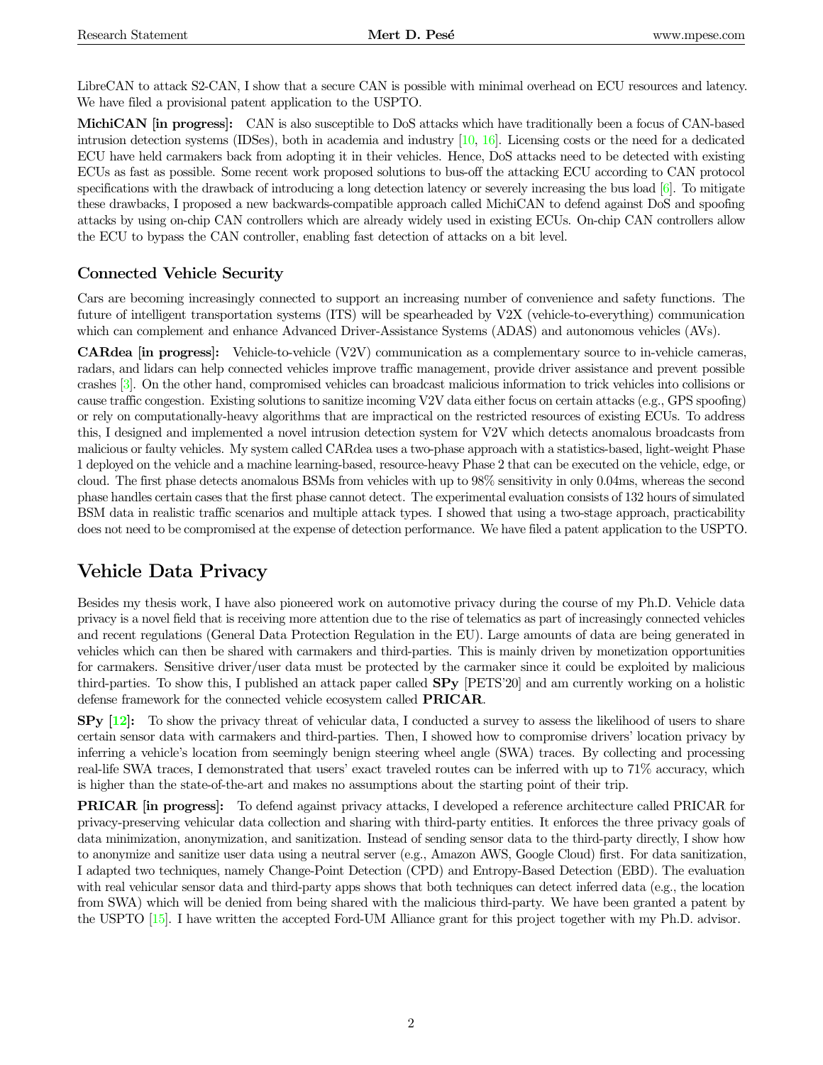LibreCAN to attack S2-CAN, I show that a secure CAN is possible with minimal overhead on ECU resources and latency. We have filed a provisional patent application to the USPTO.

**MichiCAN [in progress]:** CAN is also susceptible to DoS attacks which have traditionally been a focus of CAN-based intrusion detection systems (IDSes), both in academia and industry [10, 16]. Licensing costs or the need for a dedicated ECU have held carmakers back from adopting it in their vehicles. Hence, DoS attacks need to be detected with existing ECUs as fast as possible. Some recent work proposed solutions to bus-off the attacking ECU according to CAN protocol specifications with the drawback of introducing a long detection latency or severely increasing the bus load [6]. To mitigate these drawbacks, I proposed a new backwards-compatible approach called MichiCAN to defend against DoS and spoofing attacks by using on-chip CAN controllers which are already widely used in existing ECUs. On-chip CAN controllers allow the ECU to bypass the CAN controller, enabling fast detection of attacks on a bit level.

### Connected Vehicle Security

Cars are becoming increasingly connected to support an increasing number of convenience and safety functions. The future of intelligent transportation systems (ITS) will be spearheaded by V2X (vehicle-to-everything) communication which can complement and enhance Advanced Driver-Assistance Systems (ADAS) and autonomous vehicles (AVs).

**CARdea [in progress]:** Vehicle-to-vehicle (V2V) communication as a complementary source to in-vehicle cameras, radars, and lidars can help connected vehicles improve traffic management, provide driver assistance and prevent possible crashes [3]. On the other hand, compromised vehicles can broadcast malicious information to trick vehicles into collisions or cause traffic congestion. Existing solutions to sanitize incoming V2V data either focus on certain attacks (e.g., GPS spoofing) or rely on computationally-heavy algorithms that are impractical on the restricted resources of existing ECUs. To address this, I designed and implemented a novel intrusion detection system for V2V which detects anomalous broadcasts from malicious or faulty vehicles. My system called CARdea uses a two-phase approach with a statistics-based, light-weight Phase 1 deployed on the vehicle and a machine learning-based, resource-heavy Phase 2 that can be executed on the vehicle, edge, or cloud. The first phase detects anomalous BSMs from vehicles with up to 98% sensitivity in only 0.04ms, whereas the second phase handles certain cases that the first phase cannot detect. The experimental evaluation consists of 132 hours of simulated BSM data in realistic traffic scenarios and multiple attack types. I showed that using a two-stage approach, practicability does not need to be compromised at the expense of detection performance. We have filed a patent application to the USPTO.

## Vehicle Data Privacy

Besides my thesis work, I have also pioneered work on automotive privacy during the course of my Ph.D. Vehicle data privacy is a novel field that is receiving more attention due to the rise of telematics as part of increasingly connected vehicles and recent regulations (General Data Protection Regulation in the EU). Large amounts of data are being generated in vehicles which can then be shared with carmakers and third-parties. This is mainly driven by monetization opportunities for carmakers. Sensitive driver/user data must be protected by the carmaker since it could be exploited by malicious third-parties. To show this, I published an attack paper called **SPy** [PETS'20] and am currently working on a holistic defense framework for the connected vehicle ecosystem called **PRICAR**.

**SPy [12]:** To show the privacy threat of vehicular data, I conducted a survey to assess the likelihood of users to share certain sensor data with carmakers and third-parties. Then, I showed how to compromise drivers' location privacy by inferring a vehicle's location from seemingly benign steering wheel angle (SWA) traces. By collecting and processing real-life SWA traces, I demonstrated that users' exact traveled routes can be inferred with up to 71% accuracy, which is higher than the state-of-the-art and makes no assumptions about the starting point of their trip.

**PRICAR [in progress]:** To defend against privacy attacks, I developed a reference architecture called PRICAR for privacy-preserving vehicular data collection and sharing with third-party entities. It enforces the three privacy goals of data minimization, anonymization, and sanitization. Instead of sending sensor data to the third-party directly, I show how to anonymize and sanitize user data using a neutral server (e.g., Amazon AWS, Google Cloud) first. For data sanitization, I adapted two techniques, namely Change-Point Detection (CPD) and Entropy-Based Detection (EBD). The evaluation with real vehicular sensor data and third-party apps shows that both techniques can detect inferred data (e.g., the location from SWA) which will be denied from being shared with the malicious third-party. We have been granted a patent by the USPTO [15]. I have written the accepted Ford-UM Alliance grant for this project together with my Ph.D. advisor.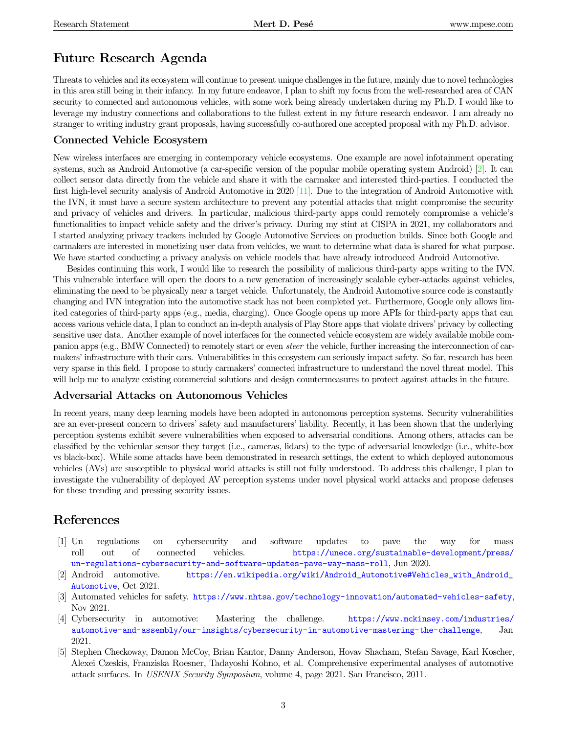# Future Research Agenda

Threats to vehicles and its ecosystem will continue to present unique challenges in the future, mainly due to novel technologies in this area still being in their infancy. In my future endeavor, I plan to shift my focus from the well-researched area of CAN security to connected and autonomous vehicles, with some work being already undertaken during my Ph.D. I would like to leverage my industry connections and collaborations to the fullest extent in my future research endeavor. I am already no stranger to writing industry grant proposals, having successfully co-authored one accepted proposal with my Ph.D. advisor.

## Connected Vehicle Ecosystem

New wireless interfaces are emerging in contemporary vehicle ecosystems. One example are novel infotainment operating systems, such as Android Automotive (a car-specific version of the popular mobile operating system Android) [2]. It can collect sensor data directly from the vehicle and share it with the carmaker and interested third-parties. I conducted the first high-level security analysis of Android Automotive in 2020 [11]. Due to the integration of Android Automotive with the IVN, it must have a secure system architecture to prevent any potential attacks that might compromise the security and privacy of vehicles and drivers. In particular, malicious third-party apps could remotely compromise a vehicle's functionalities to impact vehicle safety and the driver's privacy. During my stint at CISPA in 2021, my collaborators and I started analyzing privacy trackers included by Google Automotive Services on production builds. Since both Google and carmakers are interested in monetizing user data from vehicles, we want to determine what data is shared for what purpose. We have started conducting a privacy analysis on vehicle models that have already introduced Android Automotive.

Besides continuing this work, I would like to research the possibility of malicious third-party apps writing to the IVN. This vulnerable interface will open the doors to a new generation of increasingly scalable cyber-attacks against vehicles, eliminating the need to be physically near a target vehicle. Unfortunately, the Android Automotive source code is constantly changing and IVN integration into the automotive stack has not been completed yet. Furthermore, Google only allows limited categories of third-party apps (e.g., media, charging). Once Google opens up more APIs for third-party apps that can access various vehicle data, I plan to conduct an in-depth analysis of Play Store apps that violate drivers' privacy by collecting sensitive user data. Another example of novel interfaces for the connected vehicle ecosystem are widely available mobile companion apps (e.g., BMW Connected) to remotely start or even *steer* the vehicle, further increasing the interconnection of carmakers' infrastructure with their cars. Vulnerabilities in this ecosystem can seriously impact safety. So far, research has been very sparse in this field. I propose to study carmakers' connected infrastructure to understand the novel threat model. This will help me to analyze existing commercial solutions and design countermeasures to protect against attacks in the future.

## Adversarial Attacks on Autonomous Vehicles

In recent years, many deep learning models have been adopted in autonomous perception systems. Security vulnerabilities are an ever-present concern to drivers' safety and manufacturers' liability. Recently, it has been shown that the underlying perception systems exhibit severe vulnerabilities when exposed to adversarial conditions. Among others, attacks can be classified by the vehicular sensor they target (i.e., cameras, lidars) to the type of adversarial knowledge (i.e., white-box vs black-box). While some attacks have been demonstrated in research settings, the extent to which deployed autonomous vehicles (AVs) are susceptible to physical world attacks is still not fully understood. To address this challenge, I plan to investigate the vulnerability of deployed AV perception systems under novel physical world attacks and propose defenses for these trending and pressing security issues.

# References

[1] Un regulations on cybersecurity and software updates to pave the way for mass roll out of connected vehicles. https://unece.org/sustainable-development/press/un-regulations-cybersecurity-and-software-updates-pave-way-mass-roll, Jun 2020.

[2] Android automotive. https://en.wikipedia.org/wiki/Android_Automotive#Vehicles_with_Android_Automotive, Oct 2021.

[3] Automated vehicles for safety. https://www.nhtsa.gov/technology-innovation/automated-vehicles-safety, Nov 2021.

[4] Cybersecurity in automotive: Mastering the challenge. https://www.mckinsey.com/industries/automotive-and-assembly/our-insights/cybersecurity-in-automotive-mastering-the-challenge, Jan 2021.

[5] Stephen Checkoway, Damon McCoy, Brian Kantor, Danny Anderson, Hovav Shacham, Stefan Savage, Karl Koscher, Alexei Czeskis, Franziska Roesner, Tadayoshi Kohno, et al. Comprehensive experimental analyses of automotive attack surfaces. In *USENIX Security Symposium*, volume 4, page 2021. San Francisco, 2011.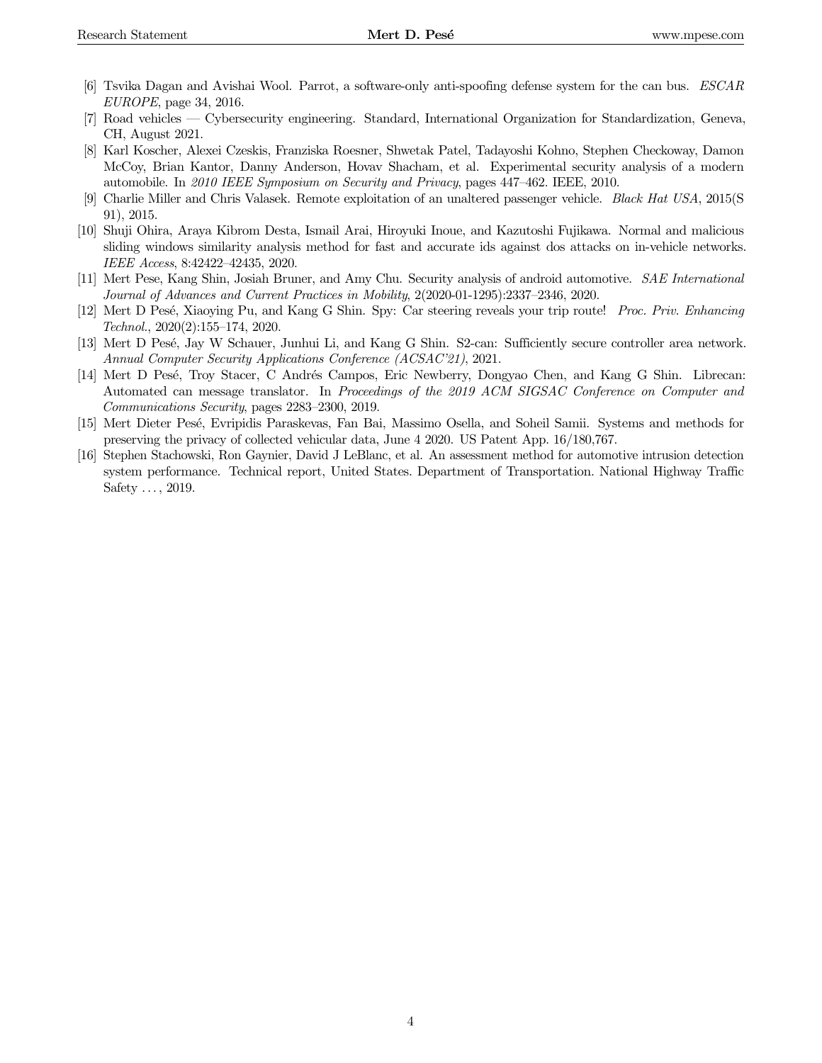[6] Tsvika Dagan and Avishai Wool. Parrot, a software-only anti-spoofing defense system for the can bus. *ESCAR EUROPE*, page 34, 2016.

[7] Road vehicles — Cybersecurity engineering. Standard, International Organization for Standardization, Geneva, CH, August 2021.

[8] Karl Koscher, Alexei Czeskis, Franziska Roesner, Shwetak Patel, Tadayoshi Kohno, Stephen Checkoway, Damon McCoy, Brian Kantor, Danny Anderson, Hovav Shacham, et al. Experimental security analysis of a modern automobile. In *2010 IEEE Symposium on Security and Privacy*, pages 447–462. IEEE, 2010.

[9] Charlie Miller and Chris Valasek. Remote exploitation of an unaltered passenger vehicle. *Black Hat USA*, 2015(S 91), 2015.

[10] Shuji Ohira, Araya Kibrom Desta, Ismail Arai, Hiroyuki Inoue, and Kazutoshi Fujikawa. Normal and malicious sliding windows similarity analysis method for fast and accurate ids against dos attacks on in-vehicle networks. *IEEE Access*, 8:42422–42435, 2020.

[11] Mert Pese, Kang Shin, Josiah Bruner, and Amy Chu. Security analysis of android automotive. *SAE International Journal of Advances and Current Practices in Mobility*, 2(2020-01-1295):2337–2346, 2020.

[12] Mert D Pesé, Xiaoying Pu, and Kang G Shin. Spy: Car steering reveals your trip route! *Proc. Priv. Enhancing Technol.*, 2020(2):155–174, 2020.

[13] Mert D Pesé, Jay W Schauer, Junhui Li, and Kang G Shin. S2-can: Sufficiently secure controller area network. *Annual Computer Security Applications Conference (ACSAC'21)*, 2021.

[14] Mert D Pesé, Troy Stacer, C Andrés Campos, Eric Newberry, Dongyao Chen, and Kang G Shin. Librecan: Automated can message translator. In *Proceedings of the 2019 ACM SIGSAC Conference on Computer and Communications Security*, pages 2283–2300, 2019.

[15] Mert Dieter Pesé, Evripidis Paraskevas, Fan Bai, Massimo Osella, and Soheil Samii. Systems and methods for preserving the privacy of collected vehicular data, June 4 2020. US Patent App. 16/180,767.

[16] Stephen Stachowski, Ron Gaynier, David J LeBlanc, et al. An assessment method for automotive intrusion detection system performance. Technical report, United States. Department of Transportation. National Highway Traffic Safety . . . , 2019.